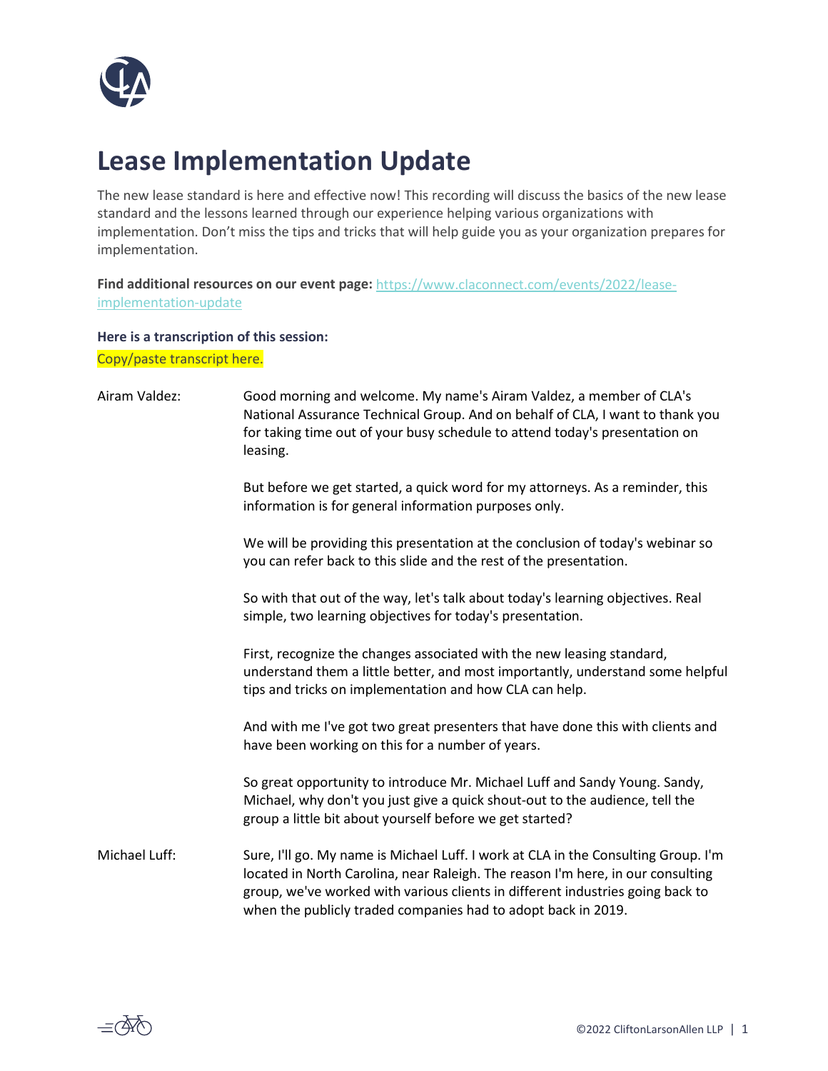# Lease Implementation Update

The new lease standard is here and effective now! This recording will discuss the basics of the new lease standard and the lessons learned through our experience helping various organizations with implementation. Don't miss the tips and tricks that will help guide you as your organization prepares for implementation.

**Find additional resources on our event page:** https://www.claconnect.com/events/2022/lease-implementation-update

**Here is a transcription of this session:**

Copy/paste transcript here.

**Airam Valdez:** Good morning and welcome. My name's Airam Valdez, a member of CLA's National Assurance Technical Group. And on behalf of CLA, I want to thank you for taking time out of your busy schedule to attend today's presentation on leasing.

But before we get started, a quick word for my attorneys. As a reminder, this information is for general information purposes only.

We will be providing this presentation at the conclusion of today's webinar so you can refer back to this slide and the rest of the presentation.

So with that out of the way, let's talk about today's learning objectives. Real simple, two learning objectives for today's presentation.

First, recognize the changes associated with the new leasing standard, understand them a little better, and most importantly, understand some helpful tips and tricks on implementation and how CLA can help.

And with me I've got two great presenters that have done this with clients and have been working on this for a number of years.

So great opportunity to introduce Mr. Michael Luff and Sandy Young. Sandy, Michael, why don't you just give a quick shout-out to the audience, tell the group a little bit about yourself before we get started?

**Michael Luff:** Sure, I'll go. My name is Michael Luff. I work at CLA in the Consulting Group. I'm located in North Carolina, near Raleigh. The reason I'm here, in our consulting group, we've worked with various clients in different industries going back to when the publicly traded companies had to adopt back in 2019.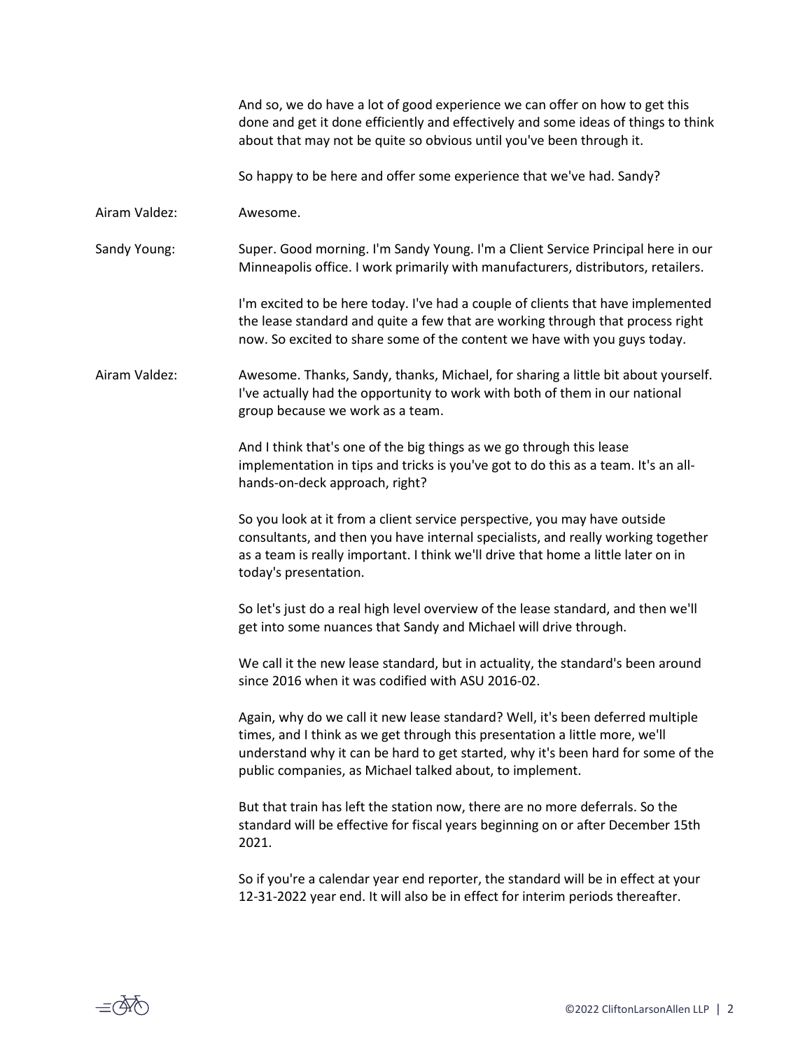And so, we do have a lot of good experience we can offer on how to get this done and get it done efficiently and effectively and some ideas of things to think about that may not be quite so obvious until you've been through it.

So happy to be here and offer some experience that we've had. Sandy?

**Airam Valdez:** Awesome.

**Sandy Young:** Super. Good morning. I'm Sandy Young. I'm a Client Service Principal here in our Minneapolis office. I work primarily with manufacturers, distributors, retailers.

I'm excited to be here today. I've had a couple of clients that have implemented the lease standard and quite a few that are working through that process right now. So excited to share some of the content we have with you guys today.

**Airam Valdez:** Awesome. Thanks, Sandy, thanks, Michael, for sharing a little bit about yourself. I've actually had the opportunity to work with both of them in our national group because we work as a team.

And I think that's one of the big things as we go through this lease implementation in tips and tricks is you've got to do this as a team. It's an all-hands-on-deck approach, right?

So you look at it from a client service perspective, you may have outside consultants, and then you have internal specialists, and really working together as a team is really important. I think we'll drive that home a little later on in today's presentation.

So let's just do a real high level overview of the lease standard, and then we'll get into some nuances that Sandy and Michael will drive through.

We call it the new lease standard, but in actuality, the standard's been around since 2016 when it was codified with ASU 2016-02.

Again, why do we call it new lease standard? Well, it's been deferred multiple times, and I think as we get through this presentation a little more, we'll understand why it can be hard to get started, why it's been hard for some of the public companies, as Michael talked about, to implement.

But that train has left the station now, there are no more deferrals. So the standard will be effective for fiscal years beginning on or after December 15th 2021.

So if you're a calendar year end reporter, the standard will be in effect at your 12-31-2022 year end. It will also be in effect for interim periods thereafter.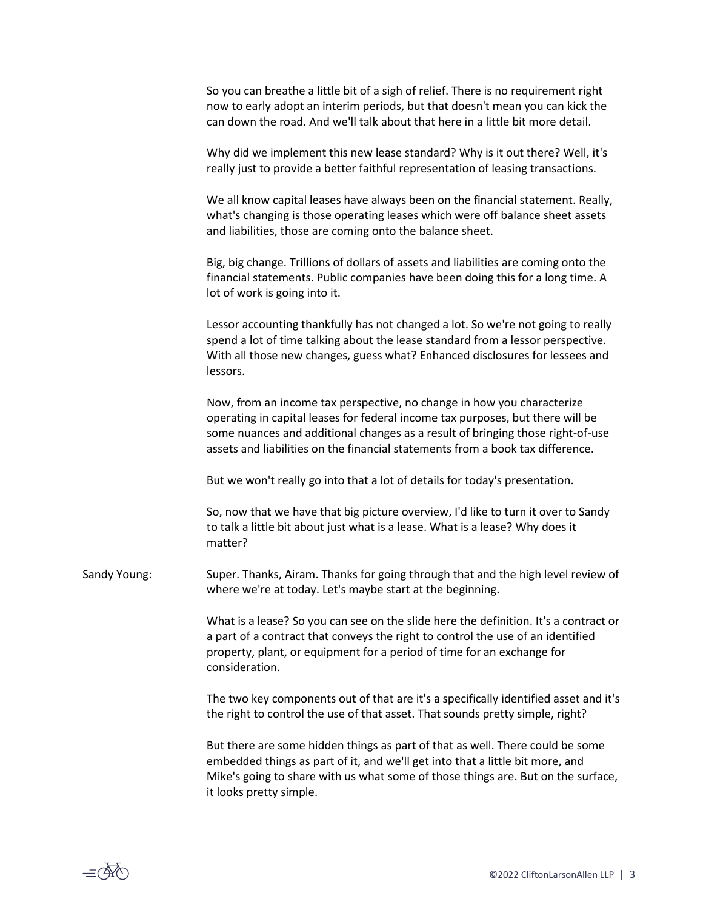So you can breathe a little bit of a sigh of relief. There is no requirement right now to early adopt an interim periods, but that doesn't mean you can kick the can down the road. And we'll talk about that here in a little bit more detail.

Why did we implement this new lease standard? Why is it out there? Well, it's really just to provide a better faithful representation of leasing transactions.

We all know capital leases have always been on the financial statement. Really, what's changing is those operating leases which were off balance sheet assets and liabilities, those are coming onto the balance sheet.

Big, big change. Trillions of dollars of assets and liabilities are coming onto the financial statements. Public companies have been doing this for a long time. A lot of work is going into it.

Lessor accounting thankfully has not changed a lot. So we're not going to really spend a lot of time talking about the lease standard from a lessor perspective. With all those new changes, guess what? Enhanced disclosures for lessees and lessors.

Now, from an income tax perspective, no change in how you characterize operating in capital leases for federal income tax purposes, but there will be some nuances and additional changes as a result of bringing those right-of-use assets and liabilities on the financial statements from a book tax difference.

But we won't really go into that a lot of details for today's presentation.

So, now that we have that big picture overview, I'd like to turn it over to Sandy to talk a little bit about just what is a lease. What is a lease? Why does it matter?

Sandy Young: Super. Thanks, Airam. Thanks for going through that and the high level review of where we're at today. Let's maybe start at the beginning.

What is a lease? So you can see on the slide here the definition. It's a contract or a part of a contract that conveys the right to control the use of an identified property, plant, or equipment for a period of time for an exchange for consideration.

The two key components out of that are it's a specifically identified asset and it's the right to control the use of that asset. That sounds pretty simple, right?

But there are some hidden things as part of that as well. There could be some embedded things as part of it, and we'll get into that a little bit more, and Mike's going to share with us what some of those things are. But on the surface, it looks pretty simple.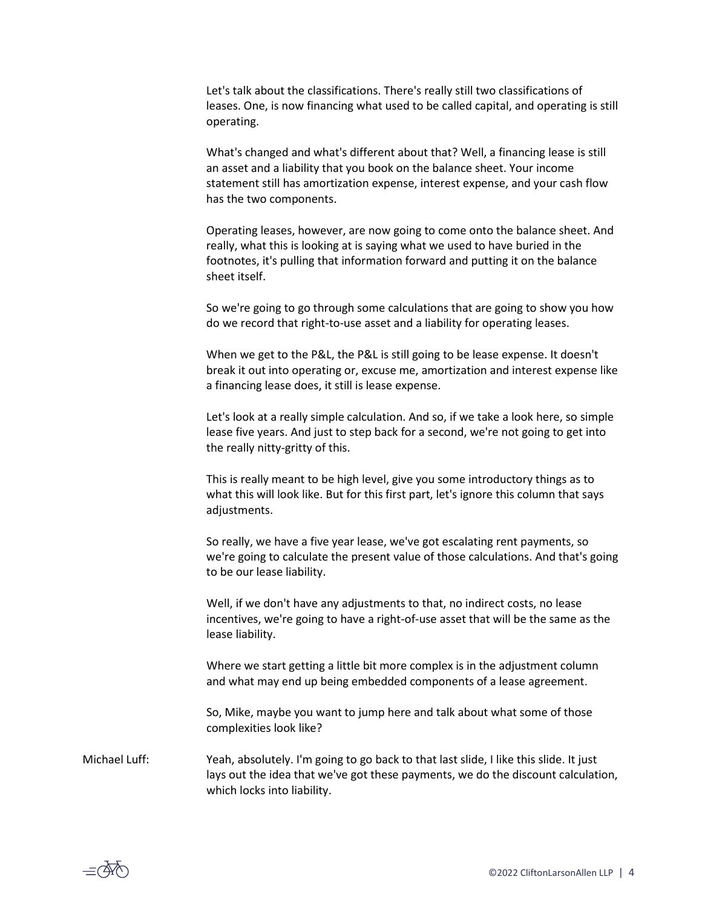Let's talk about the classifications. There's really still two classifications of leases. One, is now financing what used to be called capital, and operating is still operating.

What's changed and what's different about that? Well, a financing lease is still an asset and a liability that you book on the balance sheet. Your income statement still has amortization expense, interest expense, and your cash flow has the two components.

Operating leases, however, are now going to come onto the balance sheet. And really, what this is looking at is saying what we used to have buried in the footnotes, it's pulling that information forward and putting it on the balance sheet itself.

So we're going to go through some calculations that are going to show you how do we record that right-to-use asset and a liability for operating leases.

When we get to the P&L, the P&L is still going to be lease expense. It doesn't break it out into operating or, excuse me, amortization and interest expense like a financing lease does, it still is lease expense.

Let's look at a really simple calculation. And so, if we take a look here, so simple lease five years. And just to step back for a second, we're not going to get into the really nitty-gritty of this.

This is really meant to be high level, give you some introductory things as to what this will look like. But for this first part, let's ignore this column that says adjustments.

So really, we have a five year lease, we've got escalating rent payments, so we're going to calculate the present value of those calculations. And that's going to be our lease liability.

Well, if we don't have any adjustments to that, no indirect costs, no lease incentives, we're going to have a right-of-use asset that will be the same as the lease liability.

Where we start getting a little bit more complex is in the adjustment column and what may end up being embedded components of a lease agreement.

So, Mike, maybe you want to jump here and talk about what some of those complexities look like?

Michael Luff: Yeah, absolutely. I'm going to go back to that last slide, I like this slide. It just lays out the idea that we've got these payments, we do the discount calculation, which locks into liability.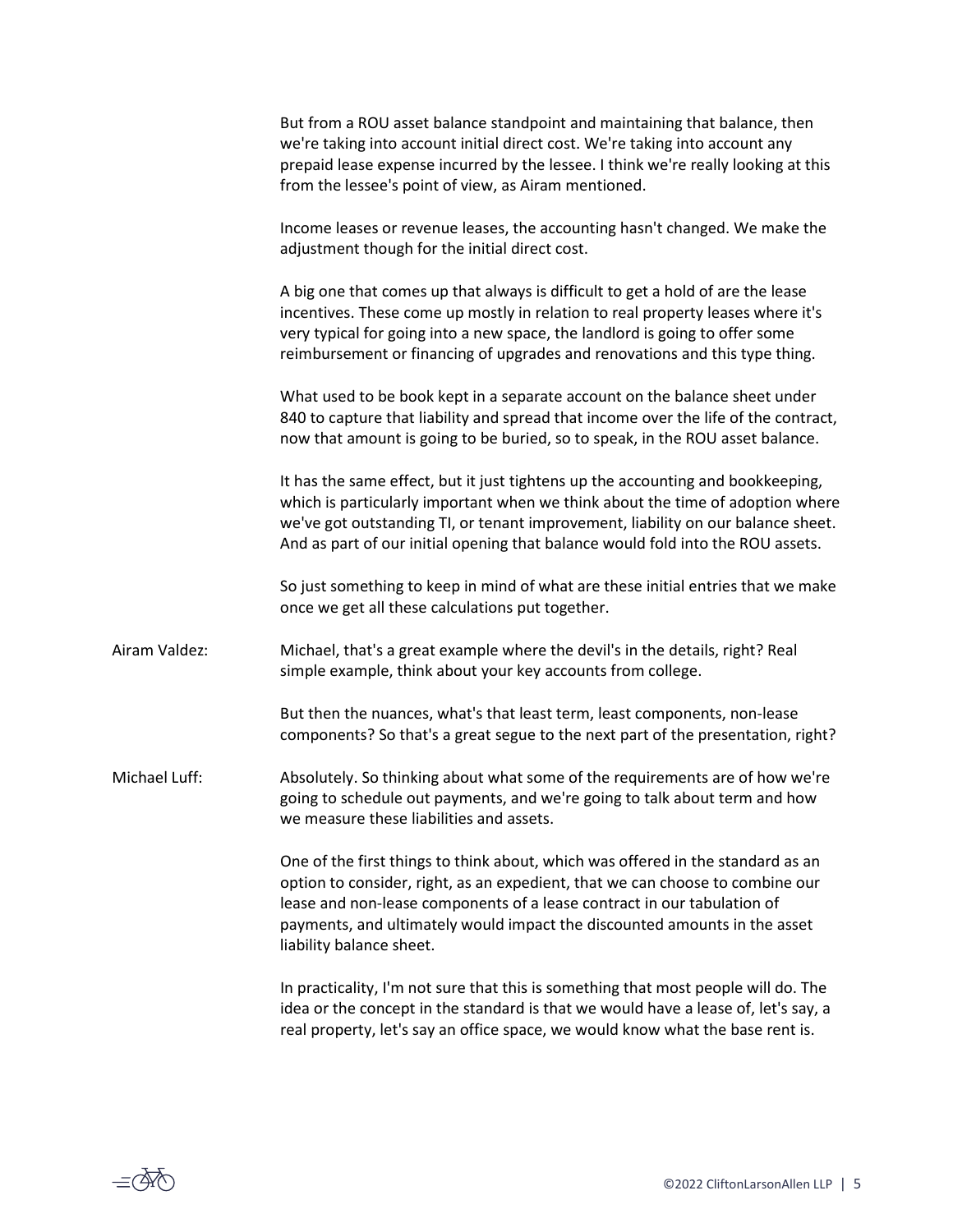But from a ROU asset balance standpoint and maintaining that balance, then we're taking into account initial direct cost. We're taking into account any prepaid lease expense incurred by the lessee. I think we're really looking at this from the lessee's point of view, as Airam mentioned.

Income leases or revenue leases, the accounting hasn't changed. We make the adjustment though for the initial direct cost.

A big one that comes up that always is difficult to get a hold of are the lease incentives. These come up mostly in relation to real property leases where it's very typical for going into a new space, the landlord is going to offer some reimbursement or financing of upgrades and renovations and this type thing.

What used to be book kept in a separate account on the balance sheet under 840 to capture that liability and spread that income over the life of the contract, now that amount is going to be buried, so to speak, in the ROU asset balance.

It has the same effect, but it just tightens up the accounting and bookkeeping, which is particularly important when we think about the time of adoption where we've got outstanding TI, or tenant improvement, liability on our balance sheet. And as part of our initial opening that balance would fold into the ROU assets.

So just something to keep in mind of what are these initial entries that we make once we get all these calculations put together.

Airam Valdez: Michael, that's a great example where the devil's in the details, right? Real simple example, think about your key accounts from college.

But then the nuances, what's that least term, least components, non-lease components? So that's a great segue to the next part of the presentation, right?

Michael Luff: Absolutely. So thinking about what some of the requirements are of how we're going to schedule out payments, and we're going to talk about term and how we measure these liabilities and assets.

One of the first things to think about, which was offered in the standard as an option to consider, right, as an expedient, that we can choose to combine our lease and non-lease components of a lease contract in our tabulation of payments, and ultimately would impact the discounted amounts in the asset liability balance sheet.

In practicality, I'm not sure that this is something that most people will do. The idea or the concept in the standard is that we would have a lease of, let's say, a real property, let's say an office space, we would know what the base rent is.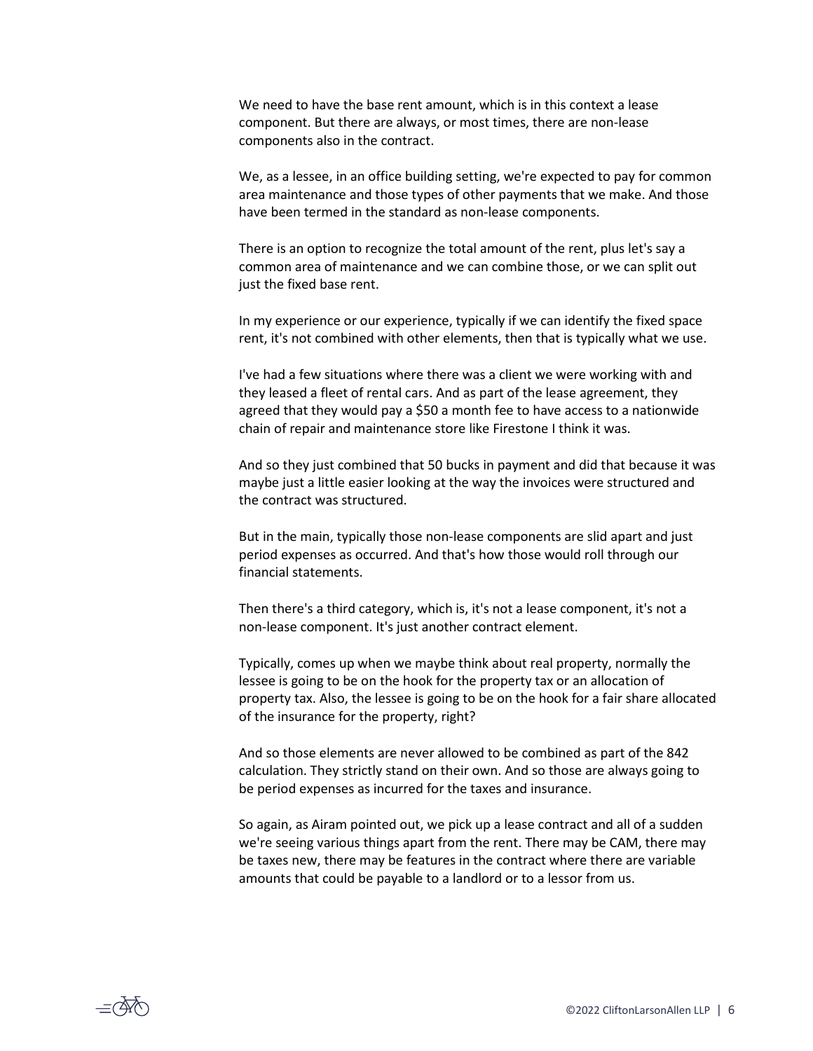We need to have the base rent amount, which is in this context a lease component. But there are always, or most times, there are non-lease components also in the contract.

We, as a lessee, in an office building setting, we're expected to pay for common area maintenance and those types of other payments that we make. And those have been termed in the standard as non-lease components.

There is an option to recognize the total amount of the rent, plus let's say a common area of maintenance and we can combine those, or we can split out just the fixed base rent.

In my experience or our experience, typically if we can identify the fixed space rent, it's not combined with other elements, then that is typically what we use.

I've had a few situations where there was a client we were working with and they leased a fleet of rental cars. And as part of the lease agreement, they agreed that they would pay a $50 a month fee to have access to a nationwide chain of repair and maintenance store like Firestone I think it was.

And so they just combined that 50 bucks in payment and did that because it was maybe just a little easier looking at the way the invoices were structured and the contract was structured.

But in the main, typically those non-lease components are slid apart and just period expenses as occurred. And that's how those would roll through our financial statements.

Then there's a third category, which is, it's not a lease component, it's not a non-lease component. It's just another contract element.

Typically, comes up when we maybe think about real property, normally the lessee is going to be on the hook for the property tax or an allocation of property tax. Also, the lessee is going to be on the hook for a fair share allocated of the insurance for the property, right?

And so those elements are never allowed to be combined as part of the 842 calculation. They strictly stand on their own. And so those are always going to be period expenses as incurred for the taxes and insurance.

So again, as Airam pointed out, we pick up a lease contract and all of a sudden we're seeing various things apart from the rent. There may be CAM, there may be taxes new, there may be features in the contract where there are variable amounts that could be payable to a landlord or to a lessor from us.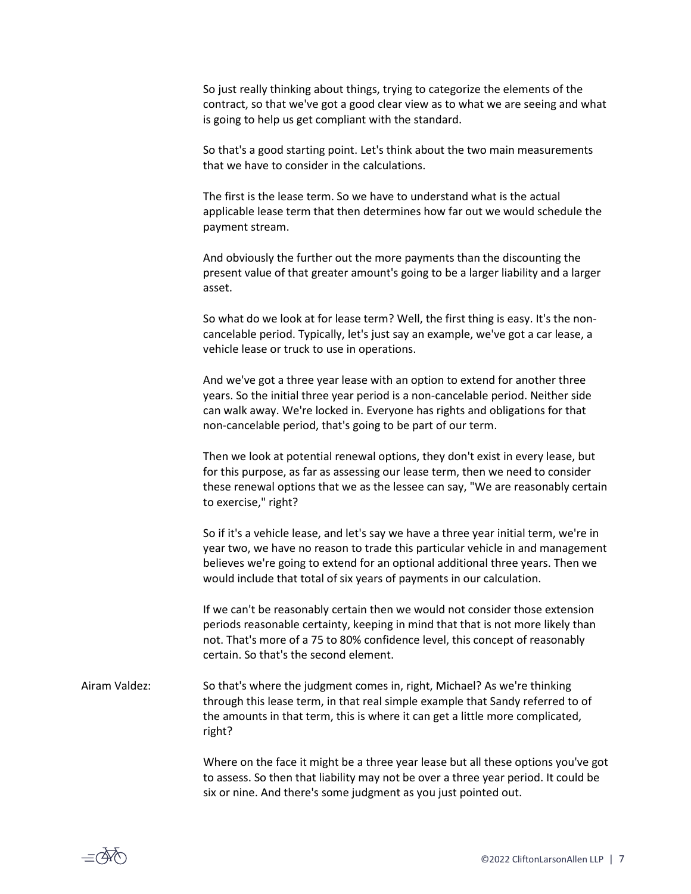So just really thinking about things, trying to categorize the elements of the contract, so that we've got a good clear view as to what we are seeing and what is going to help us get compliant with the standard.

So that's a good starting point. Let's think about the two main measurements that we have to consider in the calculations.

The first is the lease term. So we have to understand what is the actual applicable lease term that then determines how far out we would schedule the payment stream.

And obviously the further out the more payments than the discounting the present value of that greater amount's going to be a larger liability and a larger asset.

So what do we look at for lease term? Well, the first thing is easy. It's the non-cancelable period. Typically, let's just say an example, we've got a car lease, a vehicle lease or truck to use in operations.

And we've got a three year lease with an option to extend for another three years. So the initial three year period is a non-cancelable period. Neither side can walk away. We're locked in. Everyone has rights and obligations for that non-cancelable period, that's going to be part of our term.

Then we look at potential renewal options, they don't exist in every lease, but for this purpose, as far as assessing our lease term, then we need to consider these renewal options that we as the lessee can say, "We are reasonably certain to exercise," right?

So if it's a vehicle lease, and let's say we have a three year initial term, we're in year two, we have no reason to trade this particular vehicle in and management believes we're going to extend for an optional additional three years. Then we would include that total of six years of payments in our calculation.

If we can't be reasonably certain then we would not consider those extension periods reasonable certainty, keeping in mind that that is not more likely than not. That's more of a 75 to 80% confidence level, this concept of reasonably certain. So that's the second element.

Airam Valdez: So that's where the judgment comes in, right, Michael? As we're thinking through this lease term, in that real simple example that Sandy referred to of the amounts in that term, this is where it can get a little more complicated, right?

Where on the face it might be a three year lease but all these options you've got to assess. So then that liability may not be over a three year period. It could be six or nine. And there's some judgment as you just pointed out.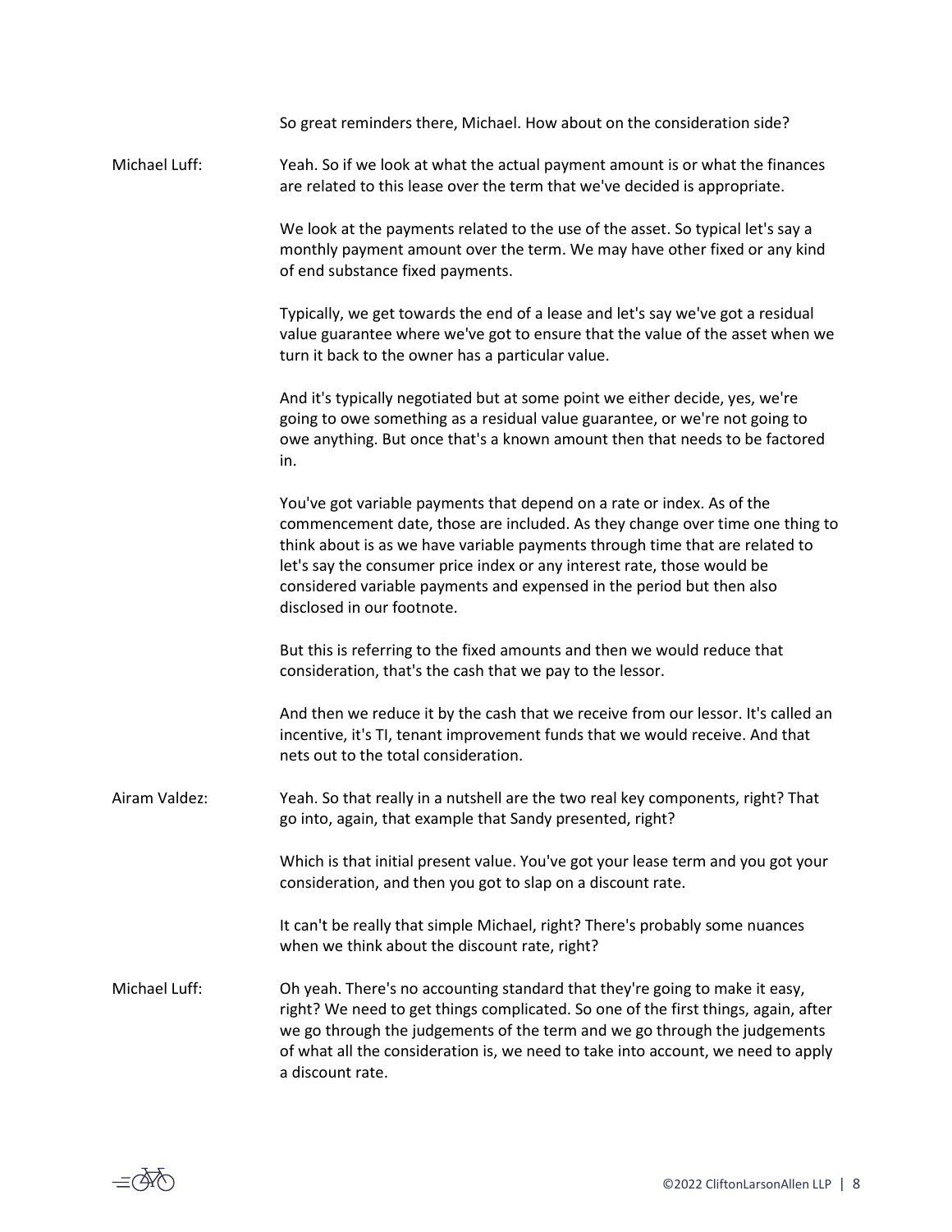So great reminders there, Michael. How about on the consideration side?

**Michael Luff:** Yeah. So if we look at what the actual payment amount is or what the finances are related to this lease over the term that we've decided is appropriate.

We look at the payments related to the use of the asset. So typical let's say a monthly payment amount over the term. We may have other fixed or any kind of end substance fixed payments.

Typically, we get towards the end of a lease and let's say we've got a residual value guarantee where we've got to ensure that the value of the asset when we turn it back to the owner has a particular value.

And it's typically negotiated but at some point we either decide, yes, we're going to owe something as a residual value guarantee, or we're not going to owe anything. But once that's a known amount then that needs to be factored in.

You've got variable payments that depend on a rate or index. As of the commencement date, those are included. As they change over time one thing to think about is as we have variable payments through time that are related to let's say the consumer price index or any interest rate, those would be considered variable payments and expensed in the period but then also disclosed in our footnote.

But this is referring to the fixed amounts and then we would reduce that consideration, that's the cash that we pay to the lessor.

And then we reduce it by the cash that we receive from our lessor. It's called an incentive, it's TI, tenant improvement funds that we would receive. And that nets out to the total consideration.

**Airam Valdez:** Yeah. So that really in a nutshell are the two real key components, right? That go into, again, that example that Sandy presented, right?

Which is that initial present value. You've got your lease term and you got your consideration, and then you got to slap on a discount rate.

It can't be really that simple Michael, right? There's probably some nuances when we think about the discount rate, right?

**Michael Luff:** Oh yeah. There's no accounting standard that they're going to make it easy, right? We need to get things complicated. So one of the first things, again, after we go through the judgements of the term and we go through the judgements of what all the consideration is, we need to take into account, we need to apply a discount rate.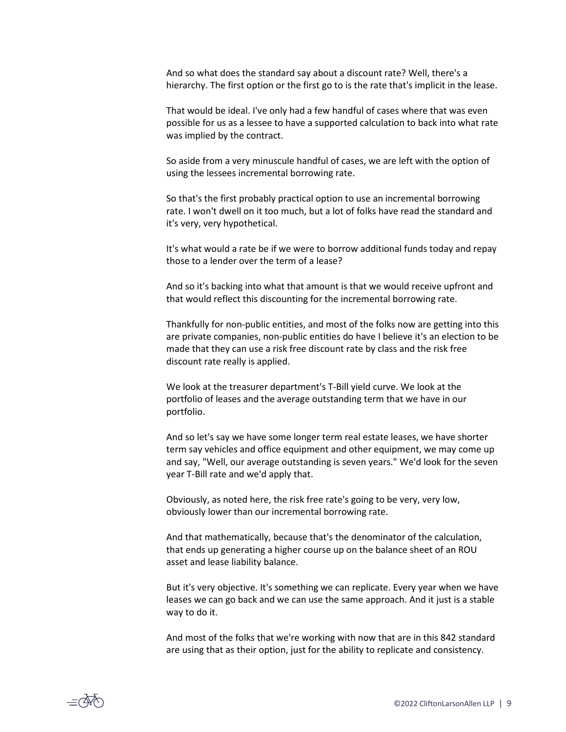And so what does the standard say about a discount rate? Well, there's a hierarchy. The first option or the first go to is the rate that's implicit in the lease.

That would be ideal. I've only had a few handful of cases where that was even possible for us as a lessee to have a supported calculation to back into what rate was implied by the contract.

So aside from a very minuscule handful of cases, we are left with the option of using the lessees incremental borrowing rate.

So that's the first probably practical option to use an incremental borrowing rate. I won't dwell on it too much, but a lot of folks have read the standard and it's very, very hypothetical.

It's what would a rate be if we were to borrow additional funds today and repay those to a lender over the term of a lease?

And so it's backing into what that amount is that we would receive upfront and that would reflect this discounting for the incremental borrowing rate.

Thankfully for non-public entities, and most of the folks now are getting into this are private companies, non-public entities do have I believe it's an election to be made that they can use a risk free discount rate by class and the risk free discount rate really is applied.

We look at the treasurer department's T-Bill yield curve. We look at the portfolio of leases and the average outstanding term that we have in our portfolio.

And so let's say we have some longer term real estate leases, we have shorter term say vehicles and office equipment and other equipment, we may come up and say, "Well, our average outstanding is seven years." We'd look for the seven year T-Bill rate and we'd apply that.

Obviously, as noted here, the risk free rate's going to be very, very low, obviously lower than our incremental borrowing rate.

And that mathematically, because that's the denominator of the calculation, that ends up generating a higher course up on the balance sheet of an ROU asset and lease liability balance.

But it's very objective. It's something we can replicate. Every year when we have leases we can go back and we can use the same approach. And it just is a stable way to do it.

And most of the folks that we're working with now that are in this 842 standard are using that as their option, just for the ability to replicate and consistency.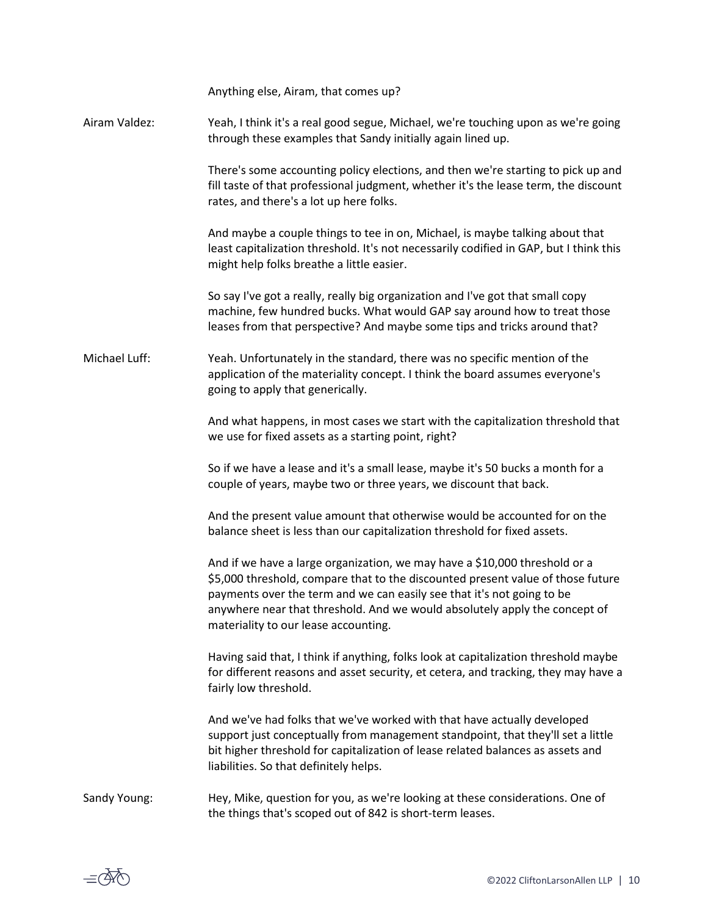Anything else, Airam, that comes up?

Airam Valdez: Yeah, I think it's a real good segue, Michael, we're touching upon as we're going through these examples that Sandy initially again lined up.

There's some accounting policy elections, and then we're starting to pick up and fill taste of that professional judgment, whether it's the lease term, the discount rates, and there's a lot up here folks.

And maybe a couple things to tee in on, Michael, is maybe talking about that least capitalization threshold. It's not necessarily codified in GAP, but I think this might help folks breathe a little easier.

So say I've got a really, really big organization and I've got that small copy machine, few hundred bucks. What would GAP say around how to treat those leases from that perspective? And maybe some tips and tricks around that?

Michael Luff: Yeah. Unfortunately in the standard, there was no specific mention of the application of the materiality concept. I think the board assumes everyone's going to apply that generically.

And what happens, in most cases we start with the capitalization threshold that we use for fixed assets as a starting point, right?

So if we have a lease and it's a small lease, maybe it's 50 bucks a month for a couple of years, maybe two or three years, we discount that back.

And the present value amount that otherwise would be accounted for on the balance sheet is less than our capitalization threshold for fixed assets.

And if we have a large organization, we may have a $10,000 threshold or a $5,000 threshold, compare that to the discounted present value of those future payments over the term and we can easily see that it's not going to be anywhere near that threshold. And we would absolutely apply the concept of materiality to our lease accounting.

Having said that, I think if anything, folks look at capitalization threshold maybe for different reasons and asset security, et cetera, and tracking, they may have a fairly low threshold.

And we've had folks that we've worked with that have actually developed support just conceptually from management standpoint, that they'll set a little bit higher threshold for capitalization of lease related balances as assets and liabilities. So that definitely helps.

Sandy Young: Hey, Mike, question for you, as we're looking at these considerations. One of the things that's scoped out of 842 is short-term leases.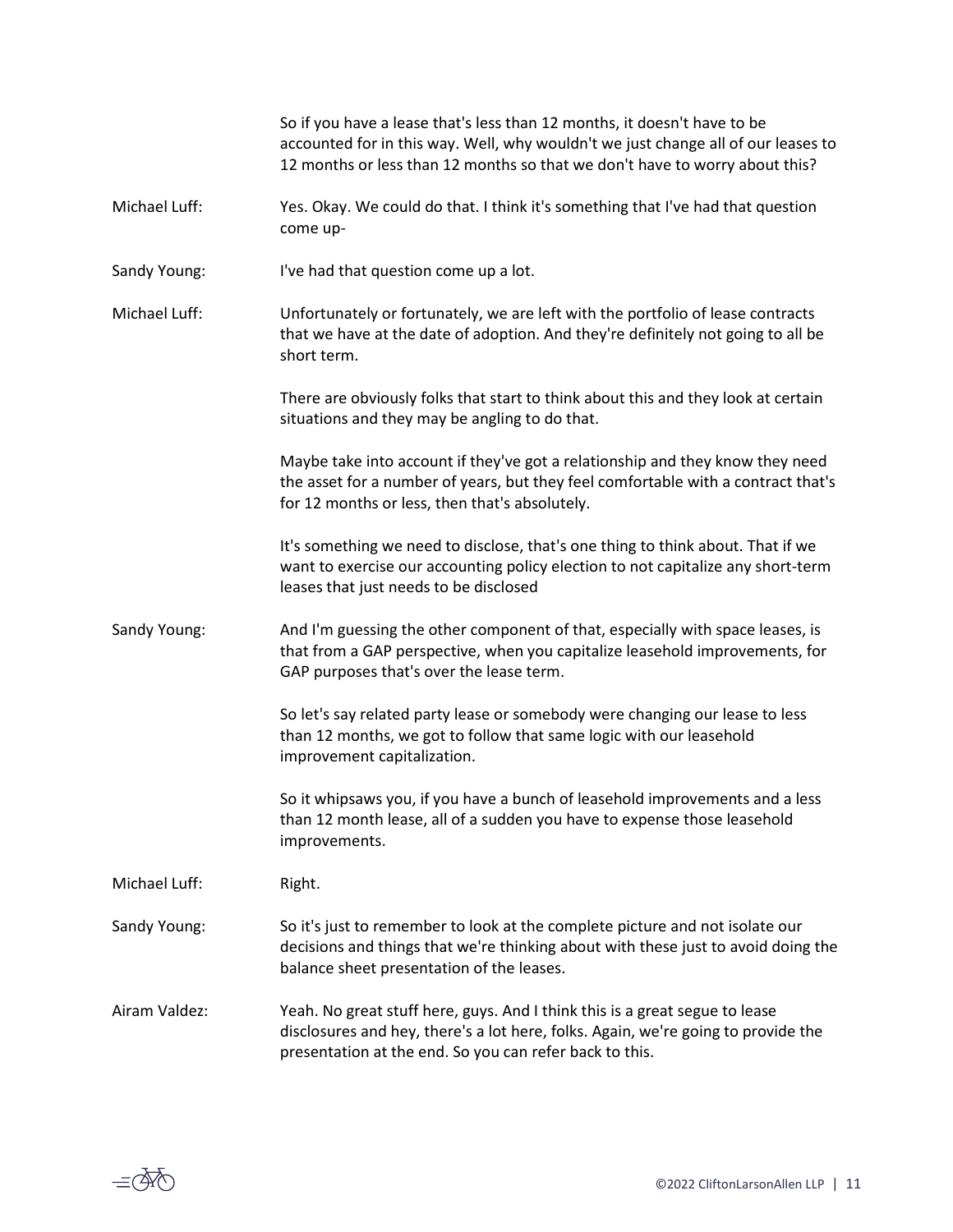So if you have a lease that's less than 12 months, it doesn't have to be accounted for in this way. Well, why wouldn't we just change all of our leases to 12 months or less than 12 months so that we don't have to worry about this?

Michael Luff: Yes. Okay. We could do that. I think it's something that I've had that question come up-

Sandy Young: I've had that question come up a lot.

Michael Luff: Unfortunately or fortunately, we are left with the portfolio of lease contracts that we have at the date of adoption. And they're definitely not going to all be short term.

There are obviously folks that start to think about this and they look at certain situations and they may be angling to do that.

Maybe take into account if they've got a relationship and they know they need the asset for a number of years, but they feel comfortable with a contract that's for 12 months or less, then that's absolutely.

It's something we need to disclose, that's one thing to think about. That if we want to exercise our accounting policy election to not capitalize any short-term leases that just needs to be disclosed

Sandy Young: And I'm guessing the other component of that, especially with space leases, is that from a GAP perspective, when you capitalize leasehold improvements, for GAP purposes that's over the lease term.

So let's say related party lease or somebody were changing our lease to less than 12 months, we got to follow that same logic with our leasehold improvement capitalization.

So it whipsaws you, if you have a bunch of leasehold improvements and a less than 12 month lease, all of a sudden you have to expense those leasehold improvements.

Michael Luff: Right.

Sandy Young: So it's just to remember to look at the complete picture and not isolate our decisions and things that we're thinking about with these just to avoid doing the balance sheet presentation of the leases.

Airam Valdez: Yeah. No great stuff here, guys. And I think this is a great segue to lease disclosures and hey, there's a lot here, folks. Again, we're going to provide the presentation at the end. So you can refer back to this.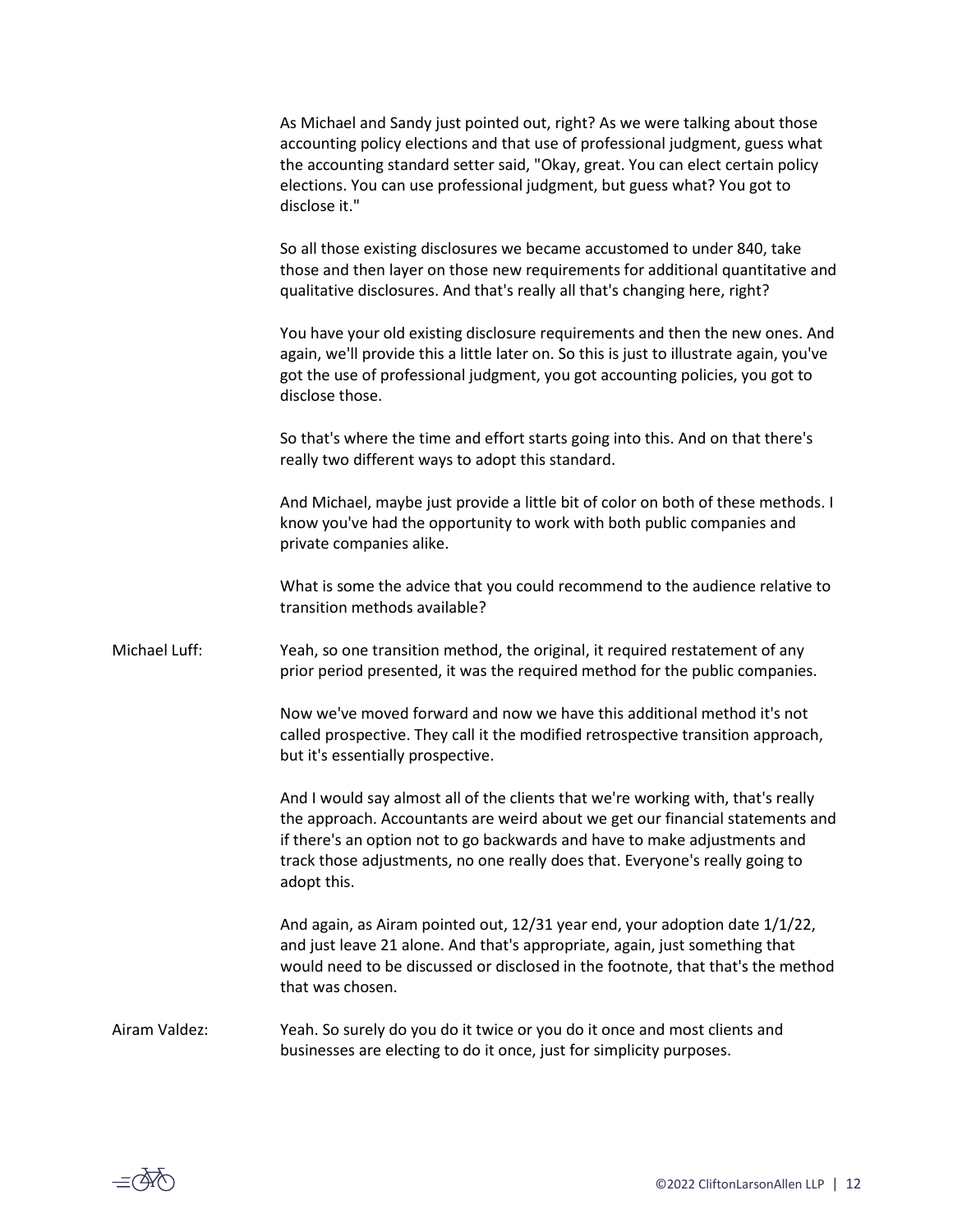As Michael and Sandy just pointed out, right? As we were talking about those accounting policy elections and that use of professional judgment, guess what the accounting standard setter said, "Okay, great. You can elect certain policy elections. You can use professional judgment, but guess what? You got to disclose it."

So all those existing disclosures we became accustomed to under 840, take those and then layer on those new requirements for additional quantitative and qualitative disclosures. And that's really all that's changing here, right?

You have your old existing disclosure requirements and then the new ones. And again, we'll provide this a little later on. So this is just to illustrate again, you've got the use of professional judgment, you got accounting policies, you got to disclose those.

So that's where the time and effort starts going into this. And on that there's really two different ways to adopt this standard.

And Michael, maybe just provide a little bit of color on both of these methods. I know you've had the opportunity to work with both public companies and private companies alike.

What is some the advice that you could recommend to the audience relative to transition methods available?

Michael Luff: Yeah, so one transition method, the original, it required restatement of any prior period presented, it was the required method for the public companies.

Now we've moved forward and now we have this additional method it's not called prospective. They call it the modified retrospective transition approach, but it's essentially prospective.

And I would say almost all of the clients that we're working with, that's really the approach. Accountants are weird about we get our financial statements and if there's an option not to go backwards and have to make adjustments and track those adjustments, no one really does that. Everyone's really going to adopt this.

And again, as Airam pointed out, 12/31 year end, your adoption date 1/1/22, and just leave 21 alone. And that's appropriate, again, just something that would need to be discussed or disclosed in the footnote, that that's the method that was chosen.

Airam Valdez: Yeah. So surely do you do it twice or you do it once and most clients and businesses are electing to do it once, just for simplicity purposes.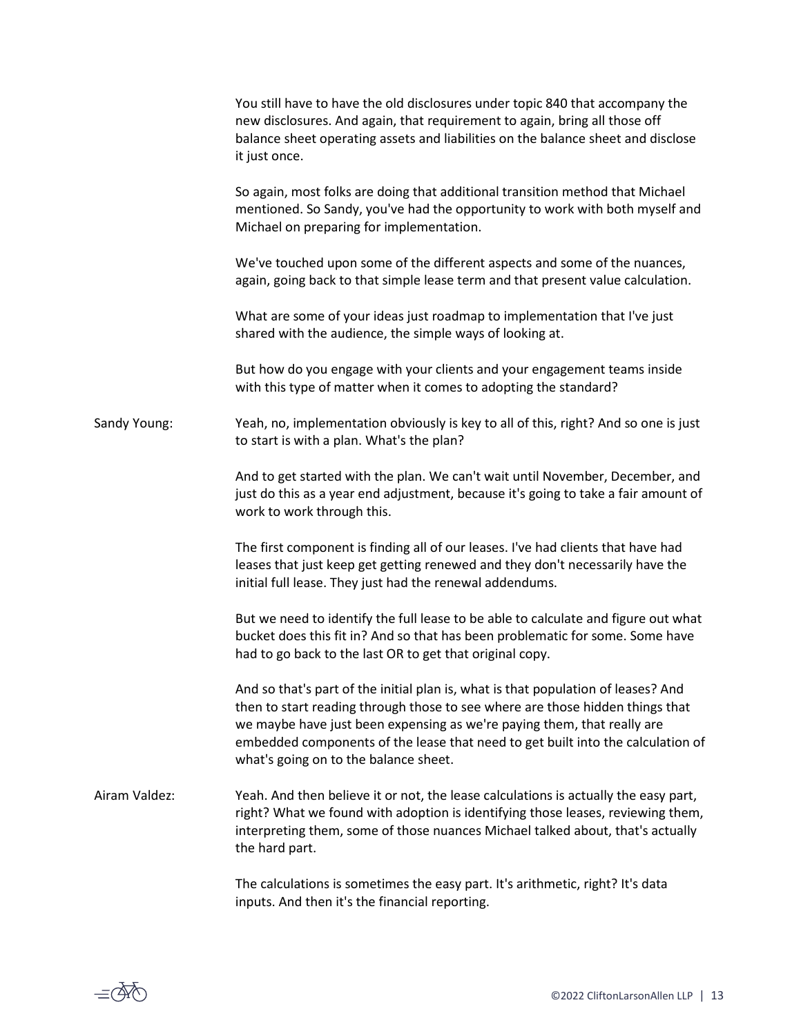You still have to have the old disclosures under topic 840 that accompany the new disclosures. And again, that requirement to again, bring all those off balance sheet operating assets and liabilities on the balance sheet and disclose it just once.

So again, most folks are doing that additional transition method that Michael mentioned. So Sandy, you've had the opportunity to work with both myself and Michael on preparing for implementation.

We've touched upon some of the different aspects and some of the nuances, again, going back to that simple lease term and that present value calculation.

What are some of your ideas just roadmap to implementation that I've just shared with the audience, the simple ways of looking at.

But how do you engage with your clients and your engagement teams inside with this type of matter when it comes to adopting the standard?

**Sandy Young:** Yeah, no, implementation obviously is key to all of this, right? And so one is just to start is with a plan. What's the plan?

And to get started with the plan. We can't wait until November, December, and just do this as a year end adjustment, because it's going to take a fair amount of work to work through this.

The first component is finding all of our leases. I've had clients that have had leases that just keep get getting renewed and they don't necessarily have the initial full lease. They just had the renewal addendums.

But we need to identify the full lease to be able to calculate and figure out what bucket does this fit in? And so that has been problematic for some. Some have had to go back to the last OR to get that original copy.

And so that's part of the initial plan is, what is that population of leases? And then to start reading through those to see where are those hidden things that we maybe have just been expensing as we're paying them, that really are embedded components of the lease that need to get built into the calculation of what's going on to the balance sheet.

**Airam Valdez:** Yeah. And then believe it or not, the lease calculations is actually the easy part, right? What we found with adoption is identifying those leases, reviewing them, interpreting them, some of those nuances Michael talked about, that's actually the hard part.

The calculations is sometimes the easy part. It's arithmetic, right? It's data inputs. And then it's the financial reporting.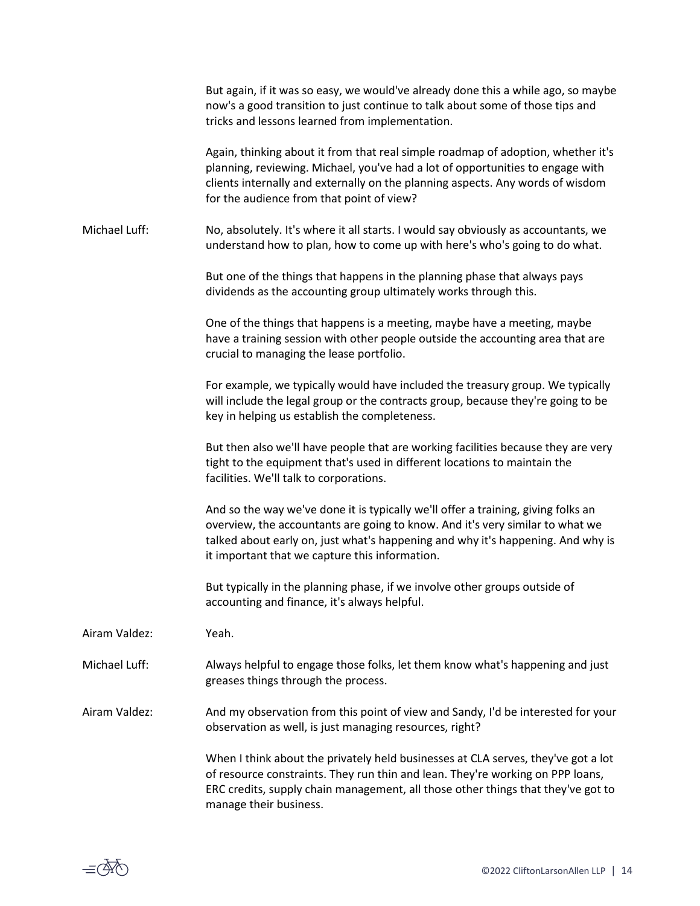But again, if it was so easy, we would've already done this a while ago, so maybe now's a good transition to just continue to talk about some of those tips and tricks and lessons learned from implementation.

Again, thinking about it from that real simple roadmap of adoption, whether it's planning, reviewing. Michael, you've had a lot of opportunities to engage with clients internally and externally on the planning aspects. Any words of wisdom for the audience from that point of view?

Michael Luff: No, absolutely. It's where it all starts. I would say obviously as accountants, we understand how to plan, how to come up with here's who's going to do what.

But one of the things that happens in the planning phase that always pays dividends as the accounting group ultimately works through this.

One of the things that happens is a meeting, maybe have a meeting, maybe have a training session with other people outside the accounting area that are crucial to managing the lease portfolio.

For example, we typically would have included the treasury group. We typically will include the legal group or the contracts group, because they're going to be key in helping us establish the completeness.

But then also we'll have people that are working facilities because they are very tight to the equipment that's used in different locations to maintain the facilities. We'll talk to corporations.

And so the way we've done it is typically we'll offer a training, giving folks an overview, the accountants are going to know. And it's very similar to what we talked about early on, just what's happening and why it's happening. And why is it important that we capture this information.

But typically in the planning phase, if we involve other groups outside of accounting and finance, it's always helpful.

Airam Valdez: Yeah.

Michael Luff: Always helpful to engage those folks, let them know what's happening and just greases things through the process.

Airam Valdez: And my observation from this point of view and Sandy, I'd be interested for your observation as well, is just managing resources, right?

When I think about the privately held businesses at CLA serves, they've got a lot of resource constraints. They run thin and lean. They're working on PPP loans, ERC credits, supply chain management, all those other things that they've got to manage their business.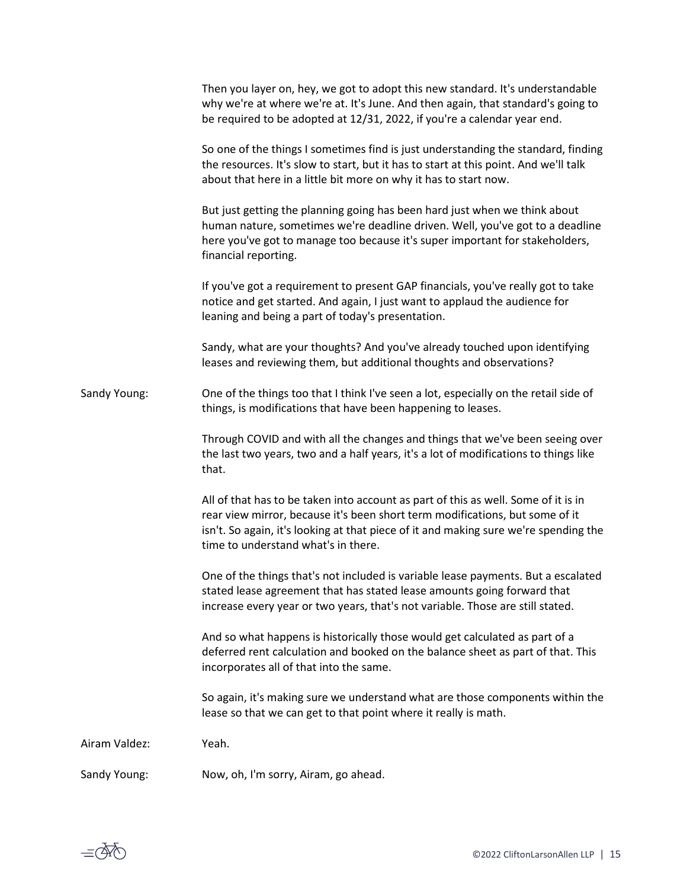Then you layer on, hey, we got to adopt this new standard. It's understandable why we're at where we're at. It's June. And then again, that standard's going to be required to be adopted at 12/31, 2022, if you're a calendar year end.

So one of the things I sometimes find is just understanding the standard, finding the resources. It's slow to start, but it has to start at this point. And we'll talk about that here in a little bit more on why it has to start now.

But just getting the planning going has been hard just when we think about human nature, sometimes we're deadline driven. Well, you've got to a deadline here you've got to manage too because it's super important for stakeholders, financial reporting.

If you've got a requirement to present GAP financials, you've really got to take notice and get started. And again, I just want to applaud the audience for leaning and being a part of today's presentation.

Sandy, what are your thoughts? And you've already touched upon identifying leases and reviewing them, but additional thoughts and observations?

Sandy Young: One of the things too that I think I've seen a lot, especially on the retail side of things, is modifications that have been happening to leases.

Through COVID and with all the changes and things that we've been seeing over the last two years, two and a half years, it's a lot of modifications to things like that.

All of that has to be taken into account as part of this as well. Some of it is in rear view mirror, because it's been short term modifications, but some of it isn't. So again, it's looking at that piece of it and making sure we're spending the time to understand what's in there.

One of the things that's not included is variable lease payments. But a escalated stated lease agreement that has stated lease amounts going forward that increase every year or two years, that's not variable. Those are still stated.

And so what happens is historically those would get calculated as part of a deferred rent calculation and booked on the balance sheet as part of that. This incorporates all of that into the same.

So again, it's making sure we understand what are those components within the lease so that we can get to that point where it really is math.

Airam Valdez: Yeah.

Sandy Young: Now, oh, I'm sorry, Airam, go ahead.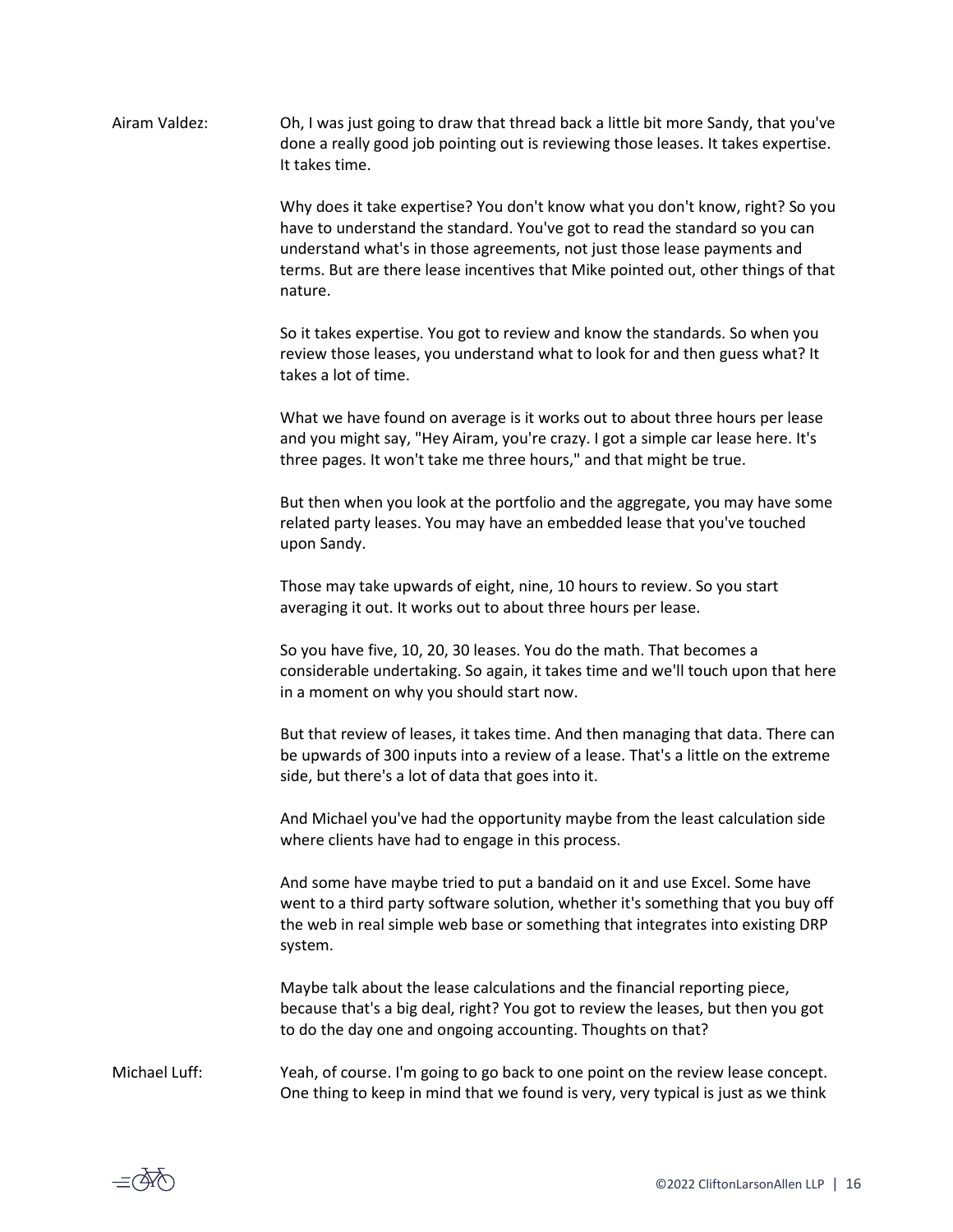Airam Valdez: Oh, I was just going to draw that thread back a little bit more Sandy, that you've done a really good job pointing out is reviewing those leases. It takes expertise. It takes time.

Why does it take expertise? You don't know what you don't know, right? So you have to understand the standard. You've got to read the standard so you can understand what's in those agreements, not just those lease payments and terms. But are there lease incentives that Mike pointed out, other things of that nature.

So it takes expertise. You got to review and know the standards. So when you review those leases, you understand what to look for and then guess what? It takes a lot of time.

What we have found on average is it works out to about three hours per lease and you might say, "Hey Airam, you're crazy. I got a simple car lease here. It's three pages. It won't take me three hours," and that might be true.

But then when you look at the portfolio and the aggregate, you may have some related party leases. You may have an embedded lease that you've touched upon Sandy.

Those may take upwards of eight, nine, 10 hours to review. So you start averaging it out. It works out to about three hours per lease.

So you have five, 10, 20, 30 leases. You do the math. That becomes a considerable undertaking. So again, it takes time and we'll touch upon that here in a moment on why you should start now.

But that review of leases, it takes time. And then managing that data. There can be upwards of 300 inputs into a review of a lease. That's a little on the extreme side, but there's a lot of data that goes into it.

And Michael you've had the opportunity maybe from the least calculation side where clients have had to engage in this process.

And some have maybe tried to put a bandaid on it and use Excel. Some have went to a third party software solution, whether it's something that you buy off the web in real simple web base or something that integrates into existing DRP system.

Maybe talk about the lease calculations and the financial reporting piece, because that's a big deal, right? You got to review the leases, but then you got to do the day one and ongoing accounting. Thoughts on that?

Michael Luff: Yeah, of course. I'm going to go back to one point on the review lease concept. One thing to keep in mind that we found is very, very typical is just as we think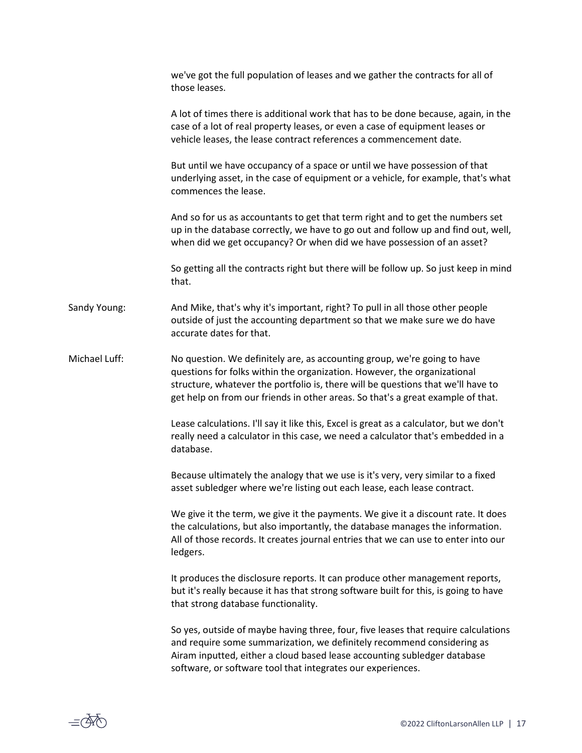we've got the full population of leases and we gather the contracts for all of those leases.

A lot of times there is additional work that has to be done because, again, in the case of a lot of real property leases, or even a case of equipment leases or vehicle leases, the lease contract references a commencement date.

But until we have occupancy of a space or until we have possession of that underlying asset, in the case of equipment or a vehicle, for example, that's what commences the lease.

And so for us as accountants to get that term right and to get the numbers set up in the database correctly, we have to go out and follow up and find out, well, when did we get occupancy? Or when did we have possession of an asset?

So getting all the contracts right but there will be follow up. So just keep in mind that.

Sandy Young: And Mike, that's why it's important, right? To pull in all those other people outside of just the accounting department so that we make sure we do have accurate dates for that.

Michael Luff: No question. We definitely are, as accounting group, we're going to have questions for folks within the organization. However, the organizational structure, whatever the portfolio is, there will be questions that we'll have to get help on from our friends in other areas. So that's a great example of that.

Lease calculations. I'll say it like this, Excel is great as a calculator, but we don't really need a calculator in this case, we need a calculator that's embedded in a database.

Because ultimately the analogy that we use is it's very, very similar to a fixed asset subledger where we're listing out each lease, each lease contract.

We give it the term, we give it the payments. We give it a discount rate. It does the calculations, but also importantly, the database manages the information. All of those records. It creates journal entries that we can use to enter into our ledgers.

It produces the disclosure reports. It can produce other management reports, but it's really because it has that strong software built for this, is going to have that strong database functionality.

So yes, outside of maybe having three, four, five leases that require calculations and require some summarization, we definitely recommend considering as Airam inputted, either a cloud based lease accounting subledger database software, or software tool that integrates our experiences.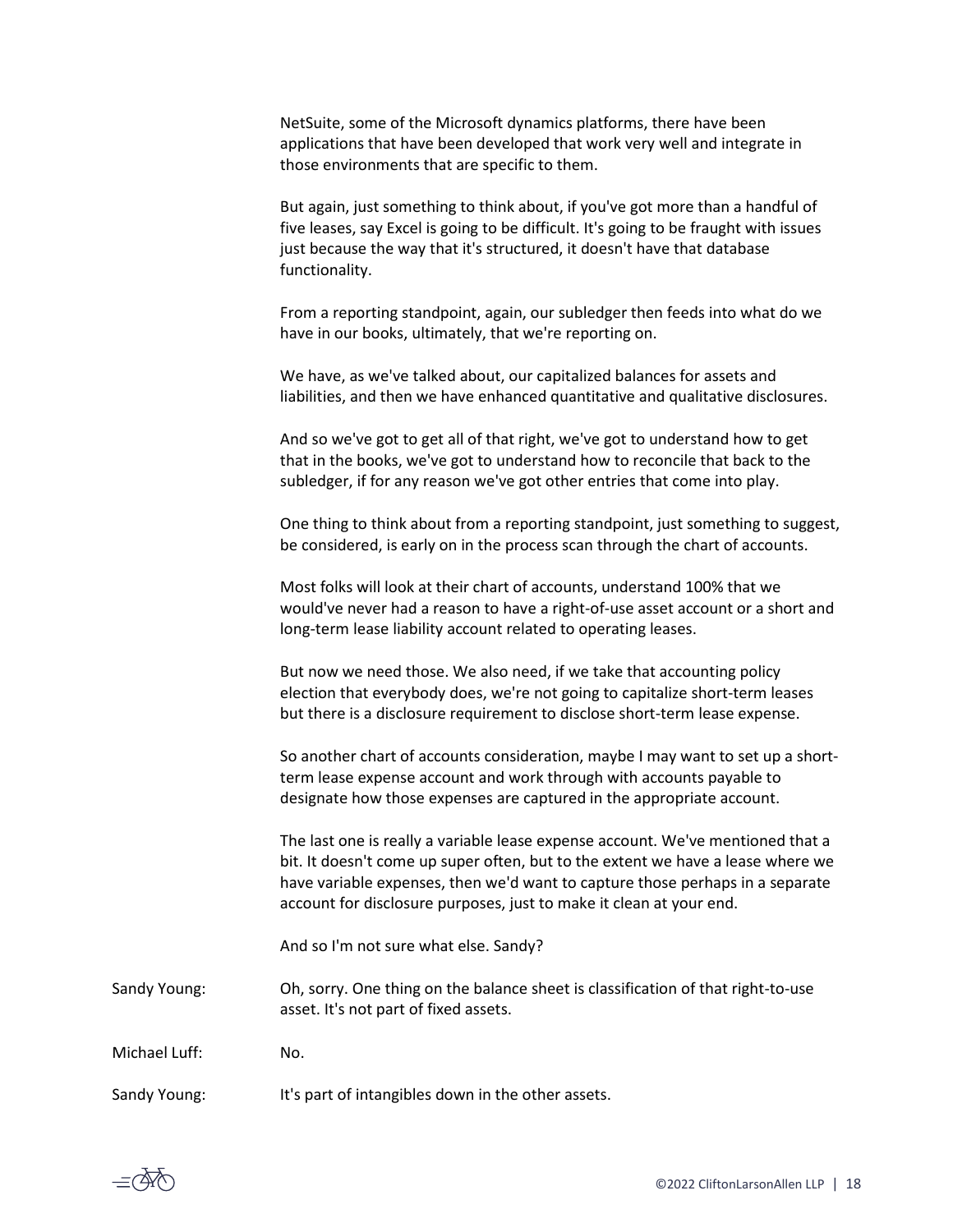NetSuite, some of the Microsoft dynamics platforms, there have been applications that have been developed that work very well and integrate in those environments that are specific to them.

But again, just something to think about, if you've got more than a handful of five leases, say Excel is going to be difficult. It's going to be fraught with issues just because the way that it's structured, it doesn't have that database functionality.

From a reporting standpoint, again, our subledger then feeds into what do we have in our books, ultimately, that we're reporting on.

We have, as we've talked about, our capitalized balances for assets and liabilities, and then we have enhanced quantitative and qualitative disclosures.

And so we've got to get all of that right, we've got to understand how to get that in the books, we've got to understand how to reconcile that back to the subledger, if for any reason we've got other entries that come into play.

One thing to think about from a reporting standpoint, just something to suggest, be considered, is early on in the process scan through the chart of accounts.

Most folks will look at their chart of accounts, understand 100% that we would've never had a reason to have a right-of-use asset account or a short and long-term lease liability account related to operating leases.

But now we need those. We also need, if we take that accounting policy election that everybody does, we're not going to capitalize short-term leases but there is a disclosure requirement to disclose short-term lease expense.

So another chart of accounts consideration, maybe I may want to set up a short-term lease expense account and work through with accounts payable to designate how those expenses are captured in the appropriate account.

The last one is really a variable lease expense account. We've mentioned that a bit. It doesn't come up super often, but to the extent we have a lease where we have variable expenses, then we'd want to capture those perhaps in a separate account for disclosure purposes, just to make it clean at your end.

And so I'm not sure what else. Sandy?

Sandy Young: Oh, sorry. One thing on the balance sheet is classification of that right-to-use asset. It's not part of fixed assets.

Michael Luff: No.

Sandy Young: It's part of intangibles down in the other assets.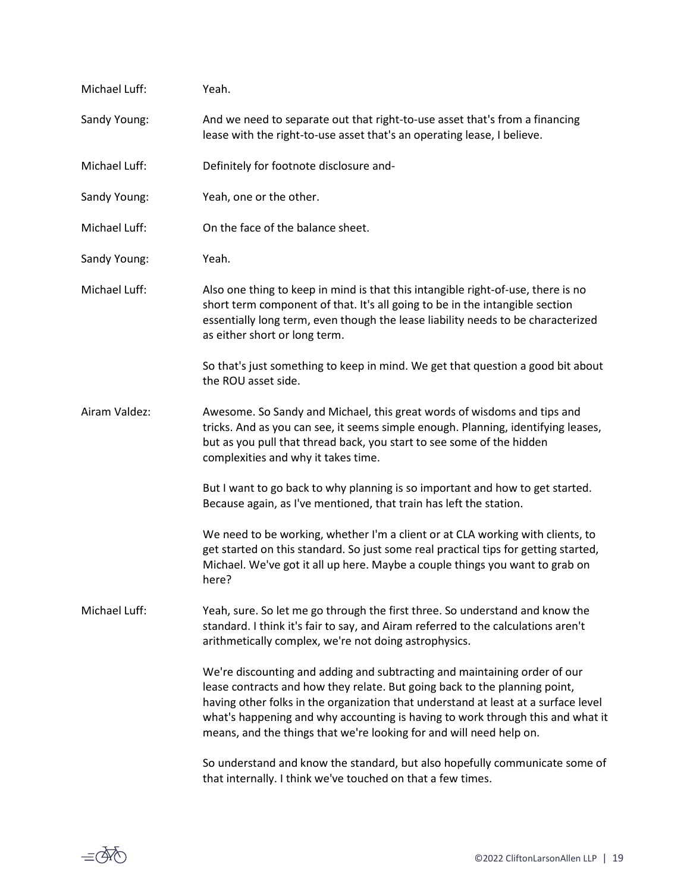**Michael Luff:** Yeah.

**Sandy Young:** And we need to separate out that right-to-use asset that's from a financing lease with the right-to-use asset that's an operating lease, I believe.

**Michael Luff:** Definitely for footnote disclosure and-

**Sandy Young:** Yeah, one or the other.

**Michael Luff:** On the face of the balance sheet.

**Sandy Young:** Yeah.

**Michael Luff:** Also one thing to keep in mind is that this intangible right-of-use, there is no short term component of that. It's all going to be in the intangible section essentially long term, even though the lease liability needs to be characterized as either short or long term.

So that's just something to keep in mind. We get that question a good bit about the ROU asset side.

**Airam Valdez:** Awesome. So Sandy and Michael, this great words of wisdoms and tips and tricks. And as you can see, it seems simple enough. Planning, identifying leases, but as you pull that thread back, you start to see some of the hidden complexities and why it takes time.

But I want to go back to why planning is so important and how to get started. Because again, as I've mentioned, that train has left the station.

We need to be working, whether I'm a client or at CLA working with clients, to get started on this standard. So just some real practical tips for getting started, Michael. We've got it all up here. Maybe a couple things you want to grab on here?

**Michael Luff:** Yeah, sure. So let me go through the first three. So understand and know the standard. I think it's fair to say, and Airam referred to the calculations aren't arithmetically complex, we're not doing astrophysics.

We're discounting and adding and subtracting and maintaining order of our lease contracts and how they relate. But going back to the planning point, having other folks in the organization that understand at least at a surface level what's happening and why accounting is having to work through this and what it means, and the things that we're looking for and will need help on.

So understand and know the standard, but also hopefully communicate some of that internally. I think we've touched on that a few times.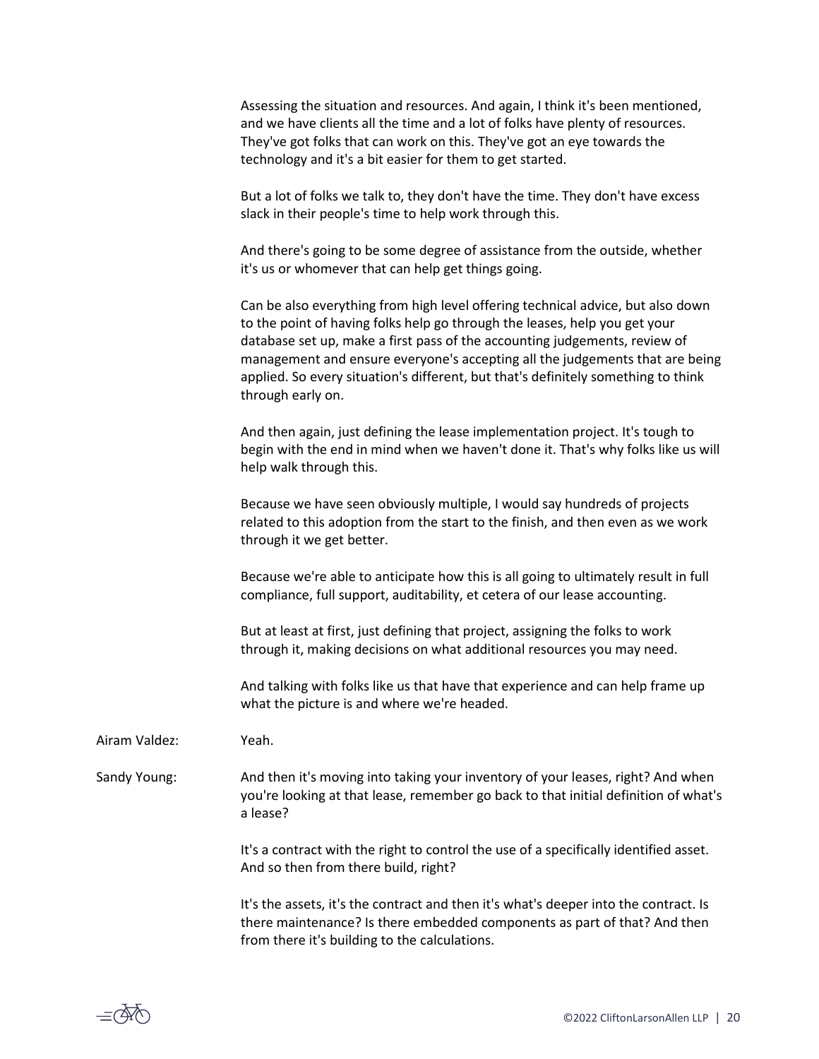Assessing the situation and resources. And again, I think it's been mentioned, and we have clients all the time and a lot of folks have plenty of resources. They've got folks that can work on this. They've got an eye towards the technology and it's a bit easier for them to get started.

But a lot of folks we talk to, they don't have the time. They don't have excess slack in their people's time to help work through this.

And there's going to be some degree of assistance from the outside, whether it's us or whomever that can help get things going.

Can be also everything from high level offering technical advice, but also down to the point of having folks help go through the leases, help you get your database set up, make a first pass of the accounting judgements, review of management and ensure everyone's accepting all the judgements that are being applied. So every situation's different, but that's definitely something to think through early on.

And then again, just defining the lease implementation project. It's tough to begin with the end in mind when we haven't done it. That's why folks like us will help walk through this.

Because we have seen obviously multiple, I would say hundreds of projects related to this adoption from the start to the finish, and then even as we work through it we get better.

Because we're able to anticipate how this is all going to ultimately result in full compliance, full support, auditability, et cetera of our lease accounting.

But at least at first, just defining that project, assigning the folks to work through it, making decisions on what additional resources you may need.

And talking with folks like us that have that experience and can help frame up what the picture is and where we're headed.

Airam Valdez: Yeah.

Sandy Young: And then it's moving into taking your inventory of your leases, right? And when you're looking at that lease, remember go back to that initial definition of what's a lease?

It's a contract with the right to control the use of a specifically identified asset. And so then from there build, right?

It's the assets, it's the contract and then it's what's deeper into the contract. Is there maintenance? Is there embedded components as part of that? And then from there it's building to the calculations.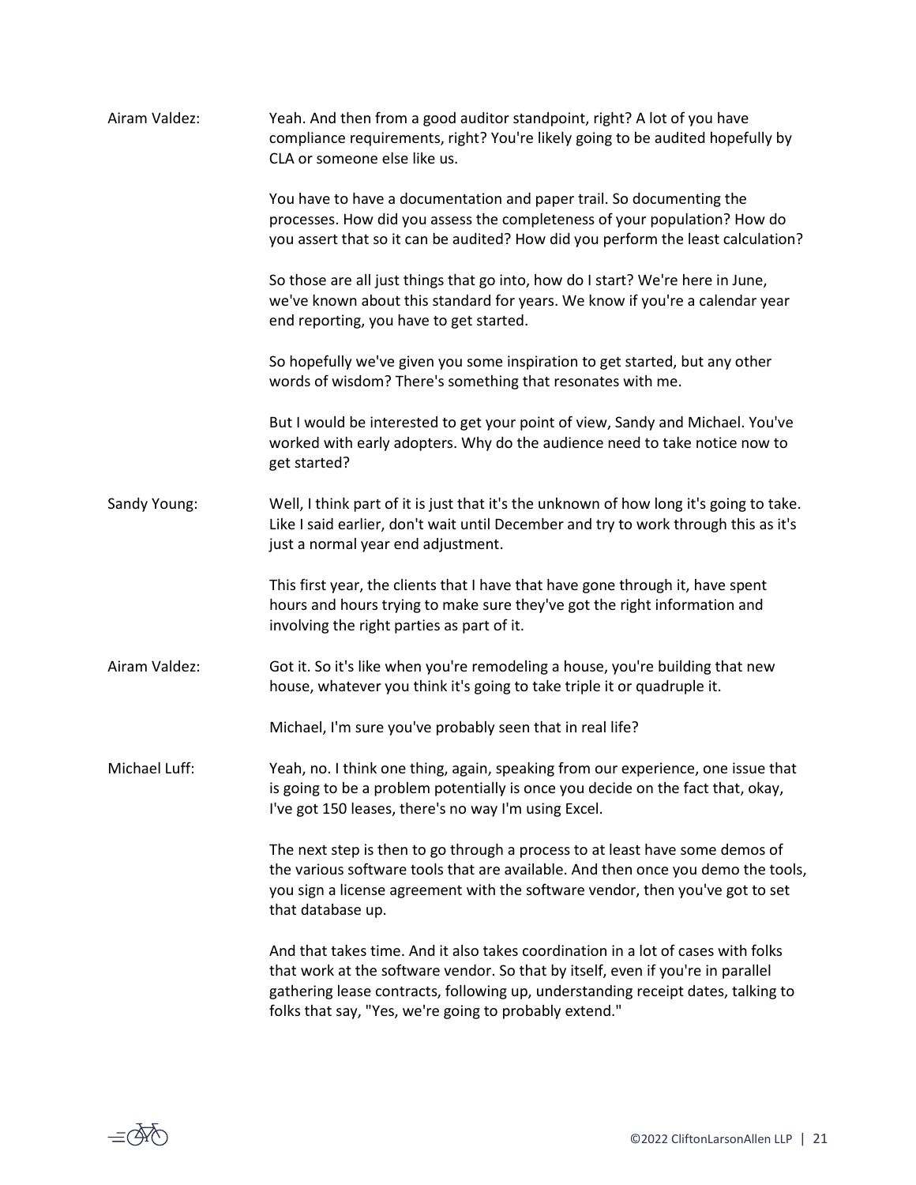**Airam Valdez:** Yeah. And then from a good auditor standpoint, right? A lot of you have compliance requirements, right? You're likely going to be audited hopefully by CLA or someone else like us.

You have to have a documentation and paper trail. So documenting the processes. How did you assess the completeness of your population? How do you assert that so it can be audited? How did you perform the least calculation?

So those are all just things that go into, how do I start? We're here in June, we've known about this standard for years. We know if you're a calendar year end reporting, you have to get started.

So hopefully we've given you some inspiration to get started, but any other words of wisdom? There's something that resonates with me.

But I would be interested to get your point of view, Sandy and Michael. You've worked with early adopters. Why do the audience need to take notice now to get started?

**Sandy Young:** Well, I think part of it is just that it's the unknown of how long it's going to take. Like I said earlier, don't wait until December and try to work through this as it's just a normal year end adjustment.

This first year, the clients that I have that have gone through it, have spent hours and hours trying to make sure they've got the right information and involving the right parties as part of it.

**Airam Valdez:** Got it. So it's like when you're remodeling a house, you're building that new house, whatever you think it's going to take triple it or quadruple it.

Michael, I'm sure you've probably seen that in real life?

**Michael Luff:** Yeah, no. I think one thing, again, speaking from our experience, one issue that is going to be a problem potentially is once you decide on the fact that, okay, I've got 150 leases, there's no way I'm using Excel.

The next step is then to go through a process to at least have some demos of the various software tools that are available. And then once you demo the tools, you sign a license agreement with the software vendor, then you've got to set that database up.

And that takes time. And it also takes coordination in a lot of cases with folks that work at the software vendor. So that by itself, even if you're in parallel gathering lease contracts, following up, understanding receipt dates, talking to folks that say, "Yes, we're going to probably extend."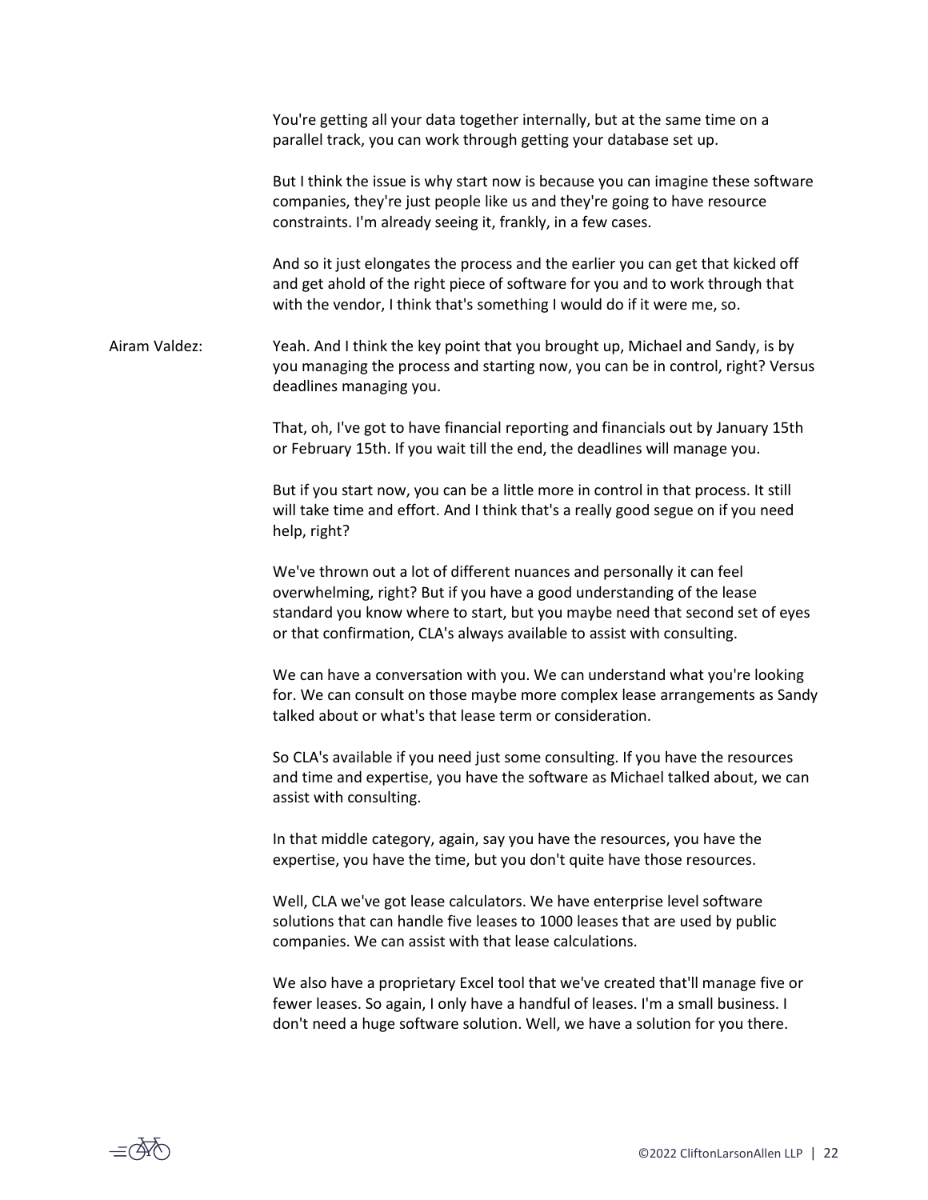You're getting all your data together internally, but at the same time on a parallel track, you can work through getting your database set up.

But I think the issue is why start now is because you can imagine these software companies, they're just people like us and they're going to have resource constraints. I'm already seeing it, frankly, in a few cases.

And so it just elongates the process and the earlier you can get that kicked off and get ahold of the right piece of software for you and to work through that with the vendor, I think that's something I would do if it were me, so.

Airam Valdez: Yeah. And I think the key point that you brought up, Michael and Sandy, is by you managing the process and starting now, you can be in control, right? Versus deadlines managing you.

That, oh, I've got to have financial reporting and financials out by January 15th or February 15th. If you wait till the end, the deadlines will manage you.

But if you start now, you can be a little more in control in that process. It still will take time and effort. And I think that's a really good segue on if you need help, right?

We've thrown out a lot of different nuances and personally it can feel overwhelming, right? But if you have a good understanding of the lease standard you know where to start, but you maybe need that second set of eyes or that confirmation, CLA's always available to assist with consulting.

We can have a conversation with you. We can understand what you're looking for. We can consult on those maybe more complex lease arrangements as Sandy talked about or what's that lease term or consideration.

So CLA's available if you need just some consulting. If you have the resources and time and expertise, you have the software as Michael talked about, we can assist with consulting.

In that middle category, again, say you have the resources, you have the expertise, you have the time, but you don't quite have those resources.

Well, CLA we've got lease calculators. We have enterprise level software solutions that can handle five leases to 1000 leases that are used by public companies. We can assist with that lease calculations.

We also have a proprietary Excel tool that we've created that'll manage five or fewer leases. So again, I only have a handful of leases. I'm a small business. I don't need a huge software solution. Well, we have a solution for you there.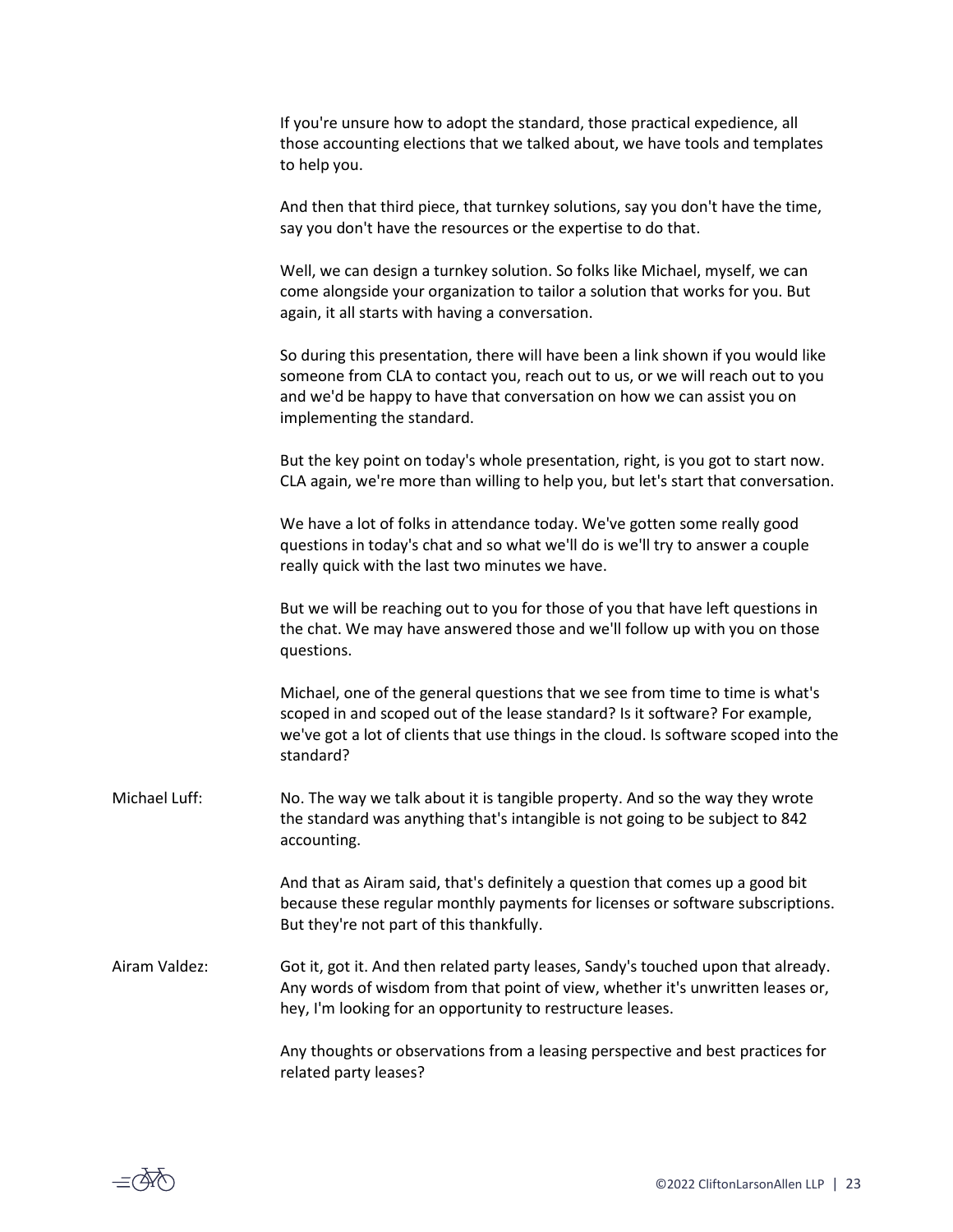If you're unsure how to adopt the standard, those practical expedience, all those accounting elections that we talked about, we have tools and templates to help you.

And then that third piece, that turnkey solutions, say you don't have the time, say you don't have the resources or the expertise to do that.

Well, we can design a turnkey solution. So folks like Michael, myself, we can come alongside your organization to tailor a solution that works for you. But again, it all starts with having a conversation.

So during this presentation, there will have been a link shown if you would like someone from CLA to contact you, reach out to us, or we will reach out to you and we'd be happy to have that conversation on how we can assist you on implementing the standard.

But the key point on today's whole presentation, right, is you got to start now. CLA again, we're more than willing to help you, but let's start that conversation.

We have a lot of folks in attendance today. We've gotten some really good questions in today's chat and so what we'll do is we'll try to answer a couple really quick with the last two minutes we have.

But we will be reaching out to you for those of you that have left questions in the chat. We may have answered those and we'll follow up with you on those questions.

Michael, one of the general questions that we see from time to time is what's scoped in and scoped out of the lease standard? Is it software? For example, we've got a lot of clients that use things in the cloud. Is software scoped into the standard?

Michael Luff: No. The way we talk about it is tangible property. And so the way they wrote the standard was anything that's intangible is not going to be subject to 842 accounting.

And that as Airam said, that's definitely a question that comes up a good bit because these regular monthly payments for licenses or software subscriptions. But they're not part of this thankfully.

Airam Valdez: Got it, got it. And then related party leases, Sandy's touched upon that already. Any words of wisdom from that point of view, whether it's unwritten leases or, hey, I'm looking for an opportunity to restructure leases.

Any thoughts or observations from a leasing perspective and best practices for related party leases?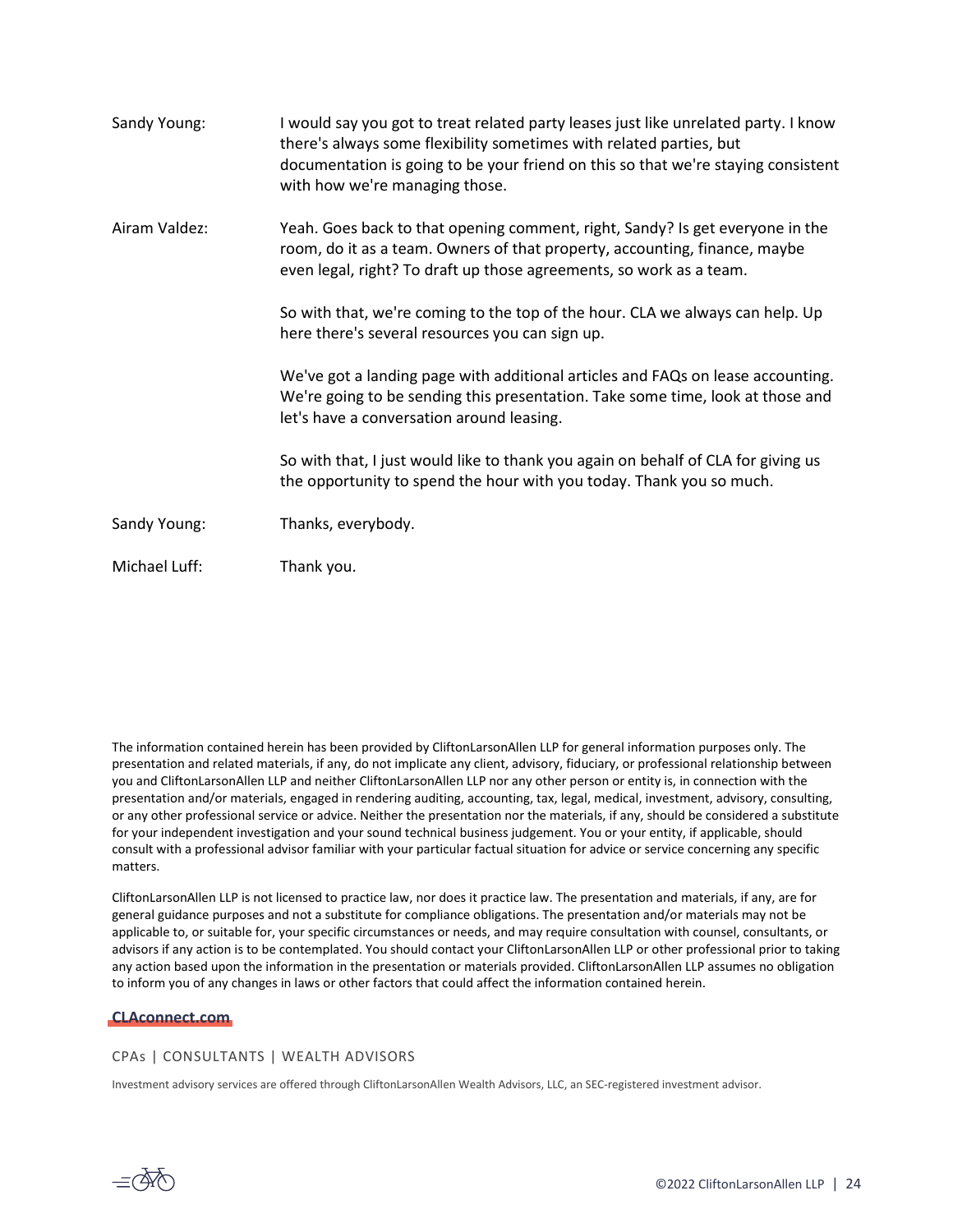Sandy Young: I would say you got to treat related party leases just like unrelated party. I know there's always some flexibility sometimes with related parties, but documentation is going to be your friend on this so that we're staying consistent with how we're managing those.

Airam Valdez: Yeah. Goes back to that opening comment, right, Sandy? Is get everyone in the room, do it as a team. Owners of that property, accounting, finance, maybe even legal, right? To draft up those agreements, so work as a team.

So with that, we're coming to the top of the hour. CLA we always can help. Up here there's several resources you can sign up.

We've got a landing page with additional articles and FAQs on lease accounting. We're going to be sending this presentation. Take some time, look at those and let's have a conversation around leasing.

So with that, I just would like to thank you again on behalf of CLA for giving us the opportunity to spend the hour with you today. Thank you so much.

Sandy Young: Thanks, everybody.

Michael Luff: Thank you.

The information contained herein has been provided by CliftonLarsonAllen LLP for general information purposes only. The presentation and related materials, if any, do not implicate any client, advisory, fiduciary, or professional relationship between you and CliftonLarsonAllen LLP and neither CliftonLarsonAllen LLP nor any other person or entity is, in connection with the presentation and/or materials, engaged in rendering auditing, accounting, tax, legal, medical, investment, advisory, consulting, or any other professional service or advice. Neither the presentation nor the materials, if any, should be considered a substitute for your independent investigation and your sound technical business judgement. You or your entity, if applicable, should consult with a professional advisor familiar with your particular factual situation for advice or service concerning any specific matters.

CliftonLarsonAllen LLP is not licensed to practice law, nor does it practice law. The presentation and materials, if any, are for general guidance purposes and not a substitute for compliance obligations. The presentation and/or materials may not be applicable to, or suitable for, your specific circumstances or needs, and may require consultation with counsel, consultants, or advisors if any action is to be contemplated. You should contact your CliftonLarsonAllen LLP or other professional prior to taking any action based upon the information in the presentation or materials provided. CliftonLarsonAllen LLP assumes no obligation to inform you of any changes in laws or other factors that could affect the information contained herein.

**CLAconnect.com**

CPAs | CONSULTANTS | WEALTH ADVISORS

Investment advisory services are offered through CliftonLarsonAllen Wealth Advisors, LLC, an SEC-registered investment advisor.

©2022 CliftonLarsonAllen LLP